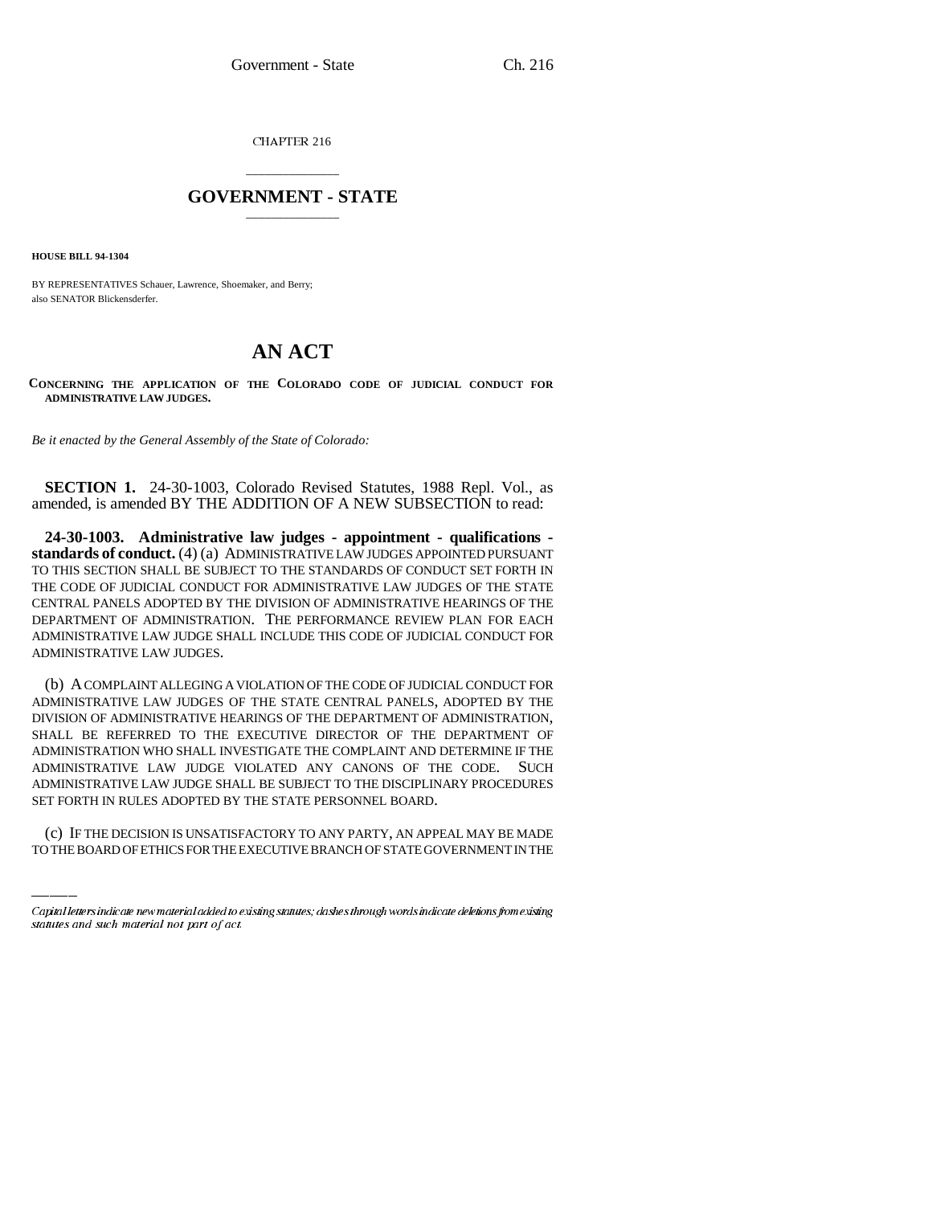CHAPTER 216

# GOVERNMENT - STATE

**HOUSE BILL 94-1304**

BY REPRESENTATIVES Schauer, Lawrence, Shoemaker, and Berry;
also SENATOR Blickensderfer.

# AN ACT

**CONCERNING THE APPLICATION OF THE COLORADO CODE OF JUDICIAL CONDUCT FOR ADMINISTRATIVE LAW JUDGES.**

*Be it enacted by the General Assembly of the State of Colorado:*

**SECTION 1.** 24-30-1003, Colorado Revised Statutes, 1988 Repl. Vol., as amended, is amended BY THE ADDITION OF A NEW SUBSECTION to read:

**24-30-1003. Administrative law judges - appointment - qualifications - standards of conduct.** (4) (a) ADMINISTRATIVE LAW JUDGES APPOINTED PURSUANT TO THIS SECTION SHALL BE SUBJECT TO THE STANDARDS OF CONDUCT SET FORTH IN THE CODE OF JUDICIAL CONDUCT FOR ADMINISTRATIVE LAW JUDGES OF THE STATE CENTRAL PANELS ADOPTED BY THE DIVISION OF ADMINISTRATIVE HEARINGS OF THE DEPARTMENT OF ADMINISTRATION. THE PERFORMANCE REVIEW PLAN FOR EACH ADMINISTRATIVE LAW JUDGE SHALL INCLUDE THIS CODE OF JUDICIAL CONDUCT FOR ADMINISTRATIVE LAW JUDGES.

(b) A COMPLAINT ALLEGING A VIOLATION OF THE CODE OF JUDICIAL CONDUCT FOR ADMINISTRATIVE LAW JUDGES OF THE STATE CENTRAL PANELS, ADOPTED BY THE DIVISION OF ADMINISTRATIVE HEARINGS OF THE DEPARTMENT OF ADMINISTRATION, SHALL BE REFERRED TO THE EXECUTIVE DIRECTOR OF THE DEPARTMENT OF ADMINISTRATION WHO SHALL INVESTIGATE THE COMPLAINT AND DETERMINE IF THE ADMINISTRATIVE LAW JUDGE VIOLATED ANY CANONS OF THE CODE. SUCH ADMINISTRATIVE LAW JUDGE SHALL BE SUBJECT TO THE DISCIPLINARY PROCEDURES SET FORTH IN RULES ADOPTED BY THE STATE PERSONNEL BOARD.

(c) IF THE DECISION IS UNSATISFACTORY TO ANY PARTY, AN APPEAL MAY BE MADE TO THE BOARD OF ETHICS FOR THE EXECUTIVE BRANCH OF STATE GOVERNMENT IN THE

Capital letters indicate new material added to existing statutes; dashes through words indicate deletions from existing statutes and such material not part of act.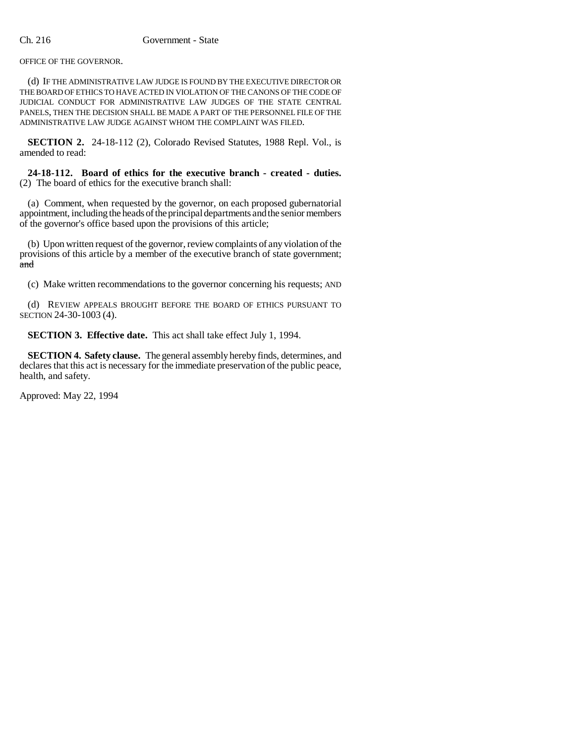OFFICE OF THE GOVERNOR.

(d) IF THE ADMINISTRATIVE LAW JUDGE IS FOUND BY THE EXECUTIVE DIRECTOR OR THE BOARD OF ETHICS TO HAVE ACTED IN VIOLATION OF THE CANONS OF THE CODE OF JUDICIAL CONDUCT FOR ADMINISTRATIVE LAW JUDGES OF THE STATE CENTRAL PANELS, THEN THE DECISION SHALL BE MADE A PART OF THE PERSONNEL FILE OF THE ADMINISTRATIVE LAW JUDGE AGAINST WHOM THE COMPLAINT WAS FILED.

**SECTION 2.** 24-18-112 (2), Colorado Revised Statutes, 1988 Repl. Vol., is amended to read:

**24-18-112. Board of ethics for the executive branch - created - duties.** (2) The board of ethics for the executive branch shall:

(a) Comment, when requested by the governor, on each proposed gubernatorial appointment, including the heads of the principal departments and the senior members of the governor's office based upon the provisions of this article;

(b) Upon written request of the governor, review complaints of any violation of the provisions of this article by a member of the executive branch of state government; ~~and~~

(c) Make written recommendations to the governor concerning his requests; AND

(d) REVIEW APPEALS BROUGHT BEFORE THE BOARD OF ETHICS PURSUANT TO SECTION 24-30-1003 (4).

**SECTION 3. Effective date.** This act shall take effect July 1, 1994.

**SECTION 4. Safety clause.** The general assembly hereby finds, determines, and declares that this act is necessary for the immediate preservation of the public peace, health, and safety.

Approved: May 22, 1994